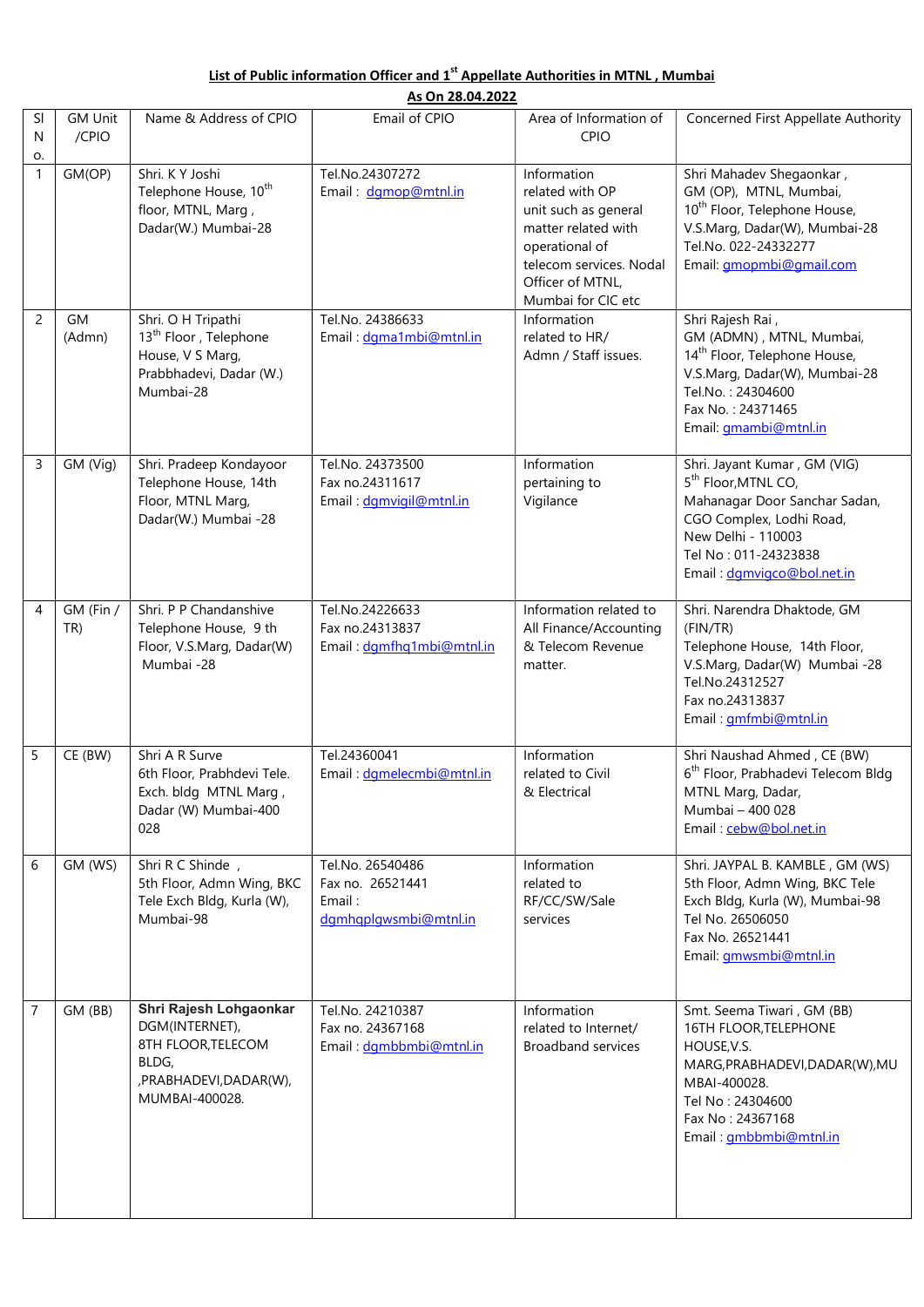**List of Public information Officer and 1st Appellate Authorities in MTNL , Mumbai**

**As On 28.04.2022**

| Sl No. | GM Unit /CPIO | Name & Address of CPIO | Email of CPIO | Area of Information of CPIO | Concerned First Appellate Authority |
|---|---|---|---|---|---|
| 1 | GM(OP) | Shri. K Y Joshi Telephone House, 10th floor, MTNL, Marg , Dadar(W.) Mumbai-28 | Tel.No.24307272 Email : dgmop@mtnl.in | Information related with OP unit such as general matter related with operational of telecom services. Nodal Officer of MTNL, Mumbai for CIC etc | Shri Mahadev Shegaonkar , GM (OP), MTNL, Mumbai, 10th Floor, Telephone House, V.S.Marg, Dadar(W), Mumbai-28 Tel.No. 022-24332277 Email: gmopmbi@gmail.com |
| 2 | GM (Admn) | Shri. O H Tripathi 13th Floor , Telephone House, V S Marg, Prabbhadevi, Dadar (W.) Mumbai-28 | Tel.No. 24386633 Email : dgma1mbi@mtnl.in | Information related to HR/ Admn / Staff issues. | Shri Rajesh Rai , GM (ADMN) , MTNL, Mumbai, 14th Floor, Telephone House, V.S.Marg, Dadar(W), Mumbai-28 Tel.No. : 24304600 Fax No. : 24371465 Email: gmambi@mtnl.in |
| 3 | GM (Vig) | Shri. Pradeep Kondayoor Telephone House, 14th Floor, MTNL Marg, Dadar(W.) Mumbai -28 | Tel.No. 24373500 Fax no.24311617 Email : dgmvigil@mtnl.in | Information pertaining to Vigilance | Shri. Jayant Kumar , GM (VIG) 5th Floor,MTNL CO, Mahanagar Door Sanchar Sadan, CGO Complex, Lodhi Road, New Delhi - 110003 Tel No : 011-24323838 Email : dgmvigco@bol.net.in |
| 4 | GM (Fin / TR) | Shri. P P Chandanshive Telephone House, 9 th Floor, V.S.Marg, Dadar(W) Mumbai -28 | Tel.No.24226633 Fax no.24313837 Email : dgmfhq1mbi@mtnl.in | Information related to All Finance/Accounting & Telecom Revenue matter. | Shri. Narendra Dhaktode, GM (FIN/TR) Telephone House, 14th Floor, V.S.Marg, Dadar(W) Mumbai -28 Tel.No.24312527 Fax no.24313837 Email : gmfmbi@mtnl.in |
| 5 | CE (BW) | Shri A R Surve 6th Floor, Prabhdevi Tele. Exch. bldg MTNL Marg , Dadar (W) Mumbai-400 028 | Tel.24360041 Email : dgmelecmbi@mtnl.in | Information related to Civil & Electrical | Shri Naushad Ahmed , CE (BW) 6th Floor, Prabhadevi Telecom Bldg MTNL Marg, Dadar, Mumbai – 400 028 Email : cebw@bol.net.in |
| 6 | GM (WS) | Shri R C Shinde , 5th Floor, Admn Wing, BKC Tele Exch Bldg, Kurla (W), Mumbai-98 | Tel.No. 26540486 Fax no. 26521441 Email : dgmhqplgwsmbi@mtnl.in | Information related to RF/CC/SW/Sale services | Shri. JAYPAL B. KAMBLE , GM (WS) 5th Floor, Admn Wing, BKC Tele Exch Bldg, Kurla (W), Mumbai-98 Tel No. 26506050 Fax No. 26521441 Email: gmwsmbi@mtnl.in |
| 7 | GM (BB) | **Shri Rajesh Lohgaonkar** DGM(INTERNET), 8TH FLOOR,TELECOM BLDG, ,PRABHADEVI,DADAR(W), MUMBAI-400028. | Tel.No. 24210387 Fax no. 24367168 Email : dgmbbmbi@mtnl.in | Information related to Internet/ Broadband services | Smt. Seema Tiwari , GM (BB) 16TH FLOOR,TELEPHONE HOUSE,V.S. MARG,PRABHADEVI,DADAR(W),MUMBAI-400028. Tel No : 24304600 Fax No : 24367168 Email : gmbbmbi@mtnl.in |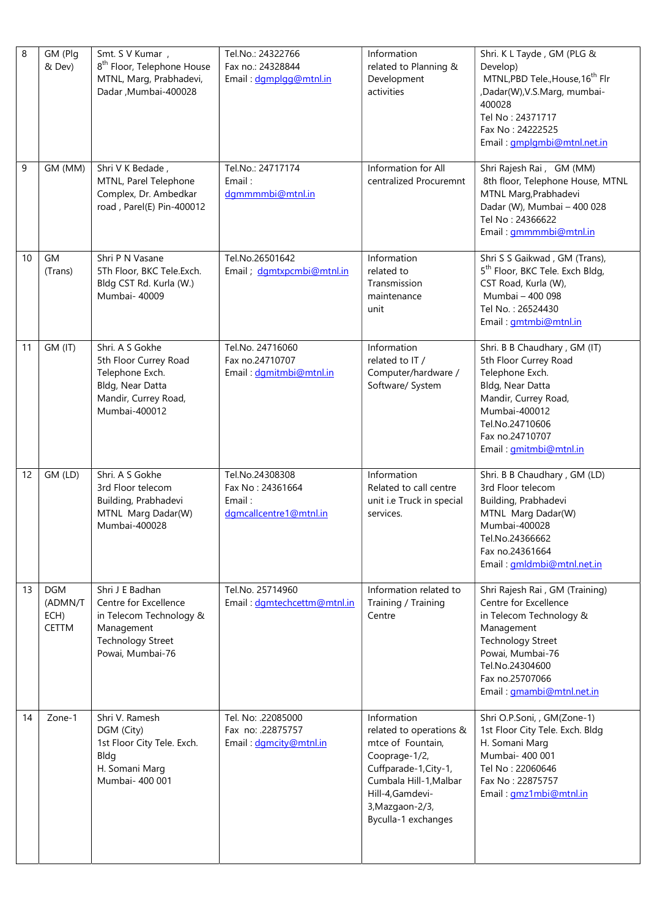| 8 | GM (Plg & Dev) | Smt. S V Kumar , 8th Floor, Telephone House MTNL, Marg, Prabhadevi, Dadar ,Mumbai-400028 | Tel.No.: 24322766 Fax no.: 24328844 Email : dgmplgg@mtnl.in | Information related to Planning & Development activities | Shri. K L Tayde , GM (PLG & Develop) MTNL,PBD Tele.,House,16th Flr ,Dadar(W),V.S.Marg, mumbai-400028 Tel No : 24371717 Fax No : 24222525 Email : gmplgmbi@mtnl.net.in |
|---|---|---|---|---|---|
| 9 | GM (MM) | Shri V K Bedade , MTNL, Parel Telephone Complex, Dr. Ambedkar road , Parel(E) Pin-400012 | Tel.No.: 24717174 Email : dgmmmmbi@mtnl.in | Information for All centralized Procuremnt | Shri Rajesh Rai , GM (MM) 8th floor, Telephone House, MTNL MTNL Marg,Prabhadevi Dadar (W), Mumbai – 400 028 Tel No : 24366622 Email : gmmmmbi@mtnl.in |
| 10 | GM (Trans) | Shri P N Vasane 5Th Floor, BKC Tele.Exch. Bldg CST Rd. Kurla (W.) Mumbai- 40009 | Tel.No.26501642 Email ; dgmtxpcmbi@mtnl.in | Information related to Transmission maintenance unit | Shri S S Gaikwad , GM (Trans), 5th Floor, BKC Tele. Exch Bldg, CST Road, Kurla (W), Mumbai – 400 098 Tel No. : 26524430 Email : gmtmbi@mtnl.in |
| 11 | GM (IT) | Shri. A S Gokhe 5th Floor Currey Road Telephone Exch. Bldg, Near Datta Mandir, Currey Road, Mumbai-400012 | Tel.No. 24716060 Fax no.24710707 Email : dgmitmbi@mtnl.in | Information related to IT / Computer/hardware / Software/ System | Shri. B B Chaudhary , GM (IT) 5th Floor Currey Road Telephone Exch. Bldg, Near Datta Mandir, Currey Road, Mumbai-400012 Tel.No.24710606 Fax no.24710707 Email : gmitmbi@mtnl.in |
| 12 | GM (LD) | Shri. A S Gokhe 3rd Floor telecom Building, Prabhadevi MTNL Marg Dadar(W) Mumbai-400028 | Tel.No.24308308 Fax No : 24361664 Email : dgmcallcentre1@mtnl.in | Information Related to call centre unit i.e Truck in special services. | Shri. B B Chaudhary , GM (LD) 3rd Floor telecom Building, Prabhadevi MTNL Marg Dadar(W) Mumbai-400028 Tel.No.24366662 Fax no.24361664 Email : gmldmbi@mtnl.net.in |
| 13 | DGM (ADMN/TECH) CETTM | Shri J E Badhan Centre for Excellence in Telecom Technology & Management Technology Street Powai, Mumbai-76 | Tel.No. 25714960 Email : dgmtechcettm@mtnl.in | Information related to Training / Training Centre | Shri Rajesh Rai , GM (Training) Centre for Excellence in Telecom Technology & Management Technology Street Powai, Mumbai-76 Tel.No.24304600 Fax no.25707066 Email : gmambi@mtnl.net.in |
| 14 | Zone-1 | Shri V. Ramesh DGM (City) 1st Floor City Tele. Exch. Bldg H. Somani Marg Mumbai- 400 001 | Tel. No: .22085000 Fax no: .22875757 Email : dgmcity@mtnl.in | Information related to operations & mtce of Fountain, Cooprage-1/2, Cuffparade-1,City-1, Cumbala Hill-1,Malbar Hill-4,Gamdevi-3,Mazgaon-2/3, Byculla-1 exchanges | Shri O.P.Soni, , GM(Zone-1) 1st Floor City Tele. Exch. Bldg H. Somani Marg Mumbai- 400 001 Tel No : 22060646 Fax No : 22875757 Email : gmz1mbi@mtnl.in |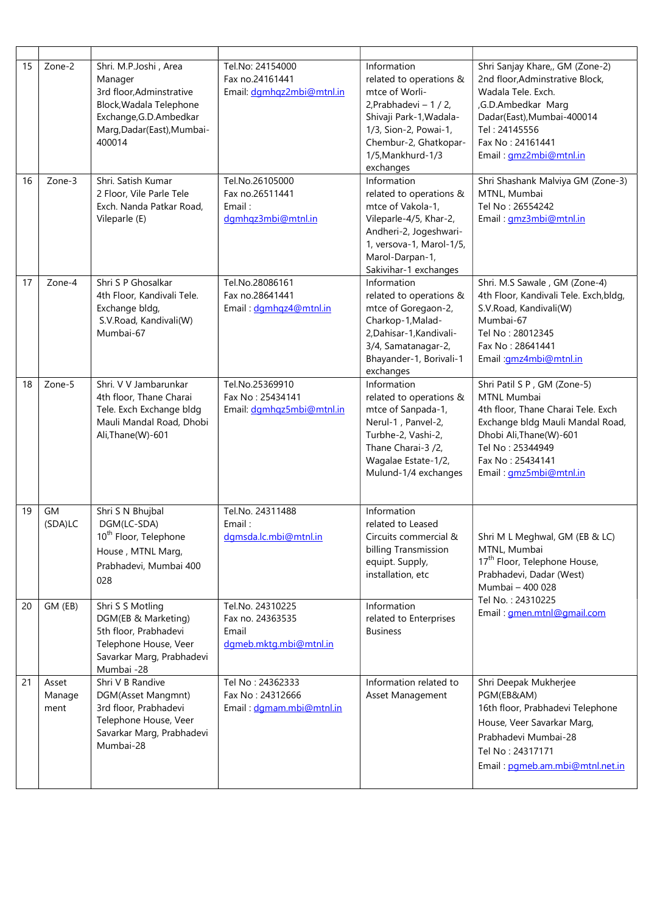| | | | | | |
|---|---|---|---|---|---|
| 15 | Zone-2 | Shri. M.P.Joshi , Area Manager 3rd floor,Adminstrative Block,Wadala Telephone Exchange,G.D.Ambedkar Marg,Dadar(East),Mumbai-400014 | Tel.No: 24154000 Fax no.24161441 Email: dgmhqz2mbi@mtnl.in | Information related to operations & mtce of Worli-2,Prabhadevi – 1 / 2, Shivaji Park-1,Wadala-1/3, Sion-2, Powai-1, Chembur-2, Ghatkopar-1/5,Mankhurd-1/3 exchanges | Shri Sanjay Khare,, GM (Zone-2) 2nd floor,Adminstrative Block, Wadala Tele. Exch. ,G.D.Ambedkar Marg Dadar(East),Mumbai-400014 Tel : 24145556 Fax No : 24161441 Email : gmz2mbi@mtnl.in |
| 16 | Zone-3 | Shri. Satish Kumar 2 Floor, Vile Parle Tele Exch. Nanda Patkar Road, Vileparle (E) | Tel.No.26105000 Fax no.26511441 Email : dgmhqz3mbi@mtnl.in | Information related to operations & mtce of Vakola-1, Vileparle-4/5, Khar-2, Andheri-2, Jogeshwari-1, versova-1, Marol-1/5, Marol-Darpan-1, Sakivihar-1 exchanges | Shri Shashank Malviya GM (Zone-3) MTNL, Mumbai Tel No : 26554242 Email : gmz3mbi@mtnl.in |
| 17 | Zone-4 | Shri S P Ghosalkar 4th Floor, Kandivali Tele. Exchange bldg, S.V.Road, Kandivali(W) Mumbai-67 | Tel.No.28086161 Fax no.28641441 Email : dgmhqz4@mtnl.in | Information related to operations & mtce of Goregaon-2, Charkop-1,Malad-2,Dahisar-1,Kandivali-3/4, Samatanagar-2, Bhayander-1, Borivali-1 exchanges | Shri. M.S Sawale , GM (Zone-4) 4th Floor, Kandivali Tele. Exch,bldg, S.V.Road, Kandivali(W) Mumbai-67 Tel No : 28012345 Fax No : 28641441 Email :gmz4mbi@mtnl.in |
| 18 | Zone-5 | Shri. V V Jambarunkar 4th floor, Thane Charai Tele. Exch Exchange bldg Mauli Mandal Road, Dhobi Ali,Thane(W)-601 | Tel.No.25369910 Fax No : 25434141 Email: dgmhqz5mbi@mtnl.in | Information related to operations & mtce of Sanpada-1, Nerul-1 , Panvel-2, Turbhe-2, Vashi-2, Thane Charai-3 /2, Wagalae Estate-1/2, Mulund-1/4 exchanges | Shri Patil S P , GM (Zone-5) MTNL Mumbai 4th floor, Thane Charai Tele. Exch Exchange bldg Mauli Mandal Road, Dhobi Ali,Thane(W)-601 Tel No : 25344949 Fax No : 25434141 Email : gmz5mbi@mtnl.in |
| 19 | GM (SDA)LC | Shri S N Bhujbal DGM(LC-SDA) 10th Floor, Telephone House , MTNL Marg, Prabhadevi, Mumbai 400 028 | Tel.No. 24311488 Email : dgmsda.lc.mbi@mtnl.in | Information related to Leased Circuits commercial & billing Transmission equipt. Supply, installation, etc | Shri M L Meghwal, GM (EB & LC) MTNL, Mumbai 17th Floor, Telephone House, Prabhadevi, Dadar (West) Mumbai – 400 028 Tel No. : 24310225 Email : gmen.mtnl@gmail.com |
| 20 | GM (EB) | Shri S S Motling DGM(EB & Marketing) 5th floor, Prabhadevi Telephone House, Veer Savarkar Marg, Prabhadevi Mumbai -28 | Tel.No. 24310225 Fax no. 24363535 Email dgmeb.mktg.mbi@mtnl.in | Information related to Enterprises Business | |
| 21 | Asset Manage ment | Shri V B Randive DGM(Asset Mangmnt) 3rd floor, Prabhadevi Telephone House, Veer Savarkar Marg, Prabhadevi Mumbai-28 | Tel No : 24362333 Fax No : 24312666 Email : dgmam.mbi@mtnl.in | Information related to Asset Management | Shri Deepak Mukherjee PGM(EB&AM) 16th floor, Prabhadevi Telephone House, Veer Savarkar Marg, Prabhadevi Mumbai-28 Tel No : 24317171 Email : pgmeb.am.mbi@mtnl.net.in |